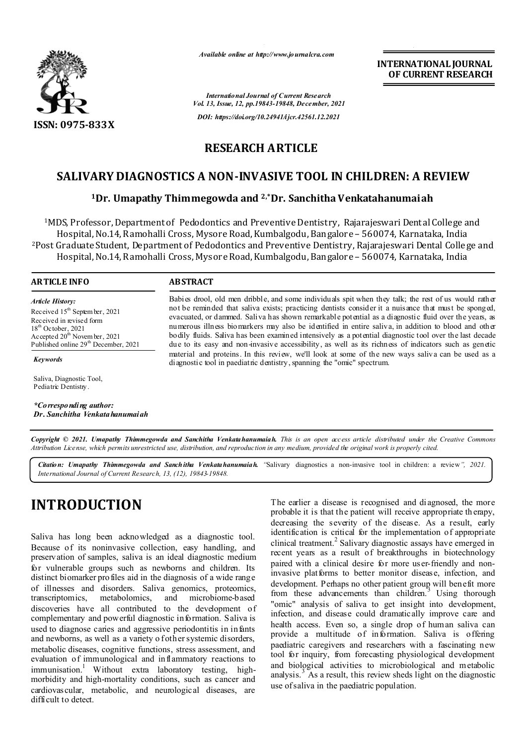*Available online at http://www.journalcra.com*

**INTERNATIONAL JOURNAL OF CURRENT RESEARCH**

*International Journal of Current Research*
*Vol. 13, Issue, 12, pp.19843-19848, December, 2021*

*DOI: https://doi.org/10.24941/ijcr.42561.12.2021*

**ISSN: 0975-833X**

## RESEARCH ARTICLE

# SALIVARY DIAGNOSTICS A NON-INVASIVE TOOL IN CHILDREN: A REVIEW

**[1]Dr. Umapathy Thimmegowda and [2,*]Dr. Sanchitha Venkatahanumaiah**

[1]MDS, Professor, Department of Pedodontics and Preventive Dentistry, Rajarajeswari Dental College and Hospital, No.14, Ramohalli Cross, Mysore Road, Kumbalgodu, Bangalore – 560074, Karnataka, India
[2]Post Graduate Student, Department of Pedodontics and Preventive Dentistry, Rajarajeswari Dental College and Hospital, No.14, Ramohalli Cross, Mysore Road, Kumbalgodu, Bangalore – 560074, Karnataka, India

### ARTICLE INFO

*Article History:*
Received 15th September, 2021
Received in revised form
18th October, 2021
Accepted 20th November, 2021
Published online 29th December, 2021

*Keywords*

Saliva, Diagnostic Tool, Pediatric Dentistry.

*\*Corresponding author:*
*Dr. Sanchitha Venkatahanumaiah*

### ABSTRACT

Babies drool, old men dribble, and some individuals spit when they talk; the rest of us would rather not be reminded that saliva exists; practicing dentists consider it a nuisance that must be sponged, evacuated, or dammed. Saliva has shown remarkable potential as a diagnostic fluid over the years, as numerous illness biomarkers may also be identified in entire saliva, in addition to blood and other bodily fluids. Saliva has been examined intensively as a potential diagnostic tool over the last decade due to its easy and non-invasive accessibility, as well as its richness of indicators such as genetic material and proteins. In this review, we'll look at some of the new ways saliva can be used as a diagnostic tool in paediatric dentistry, spanning the "omic" spectrum.

*Copyright © 2021. Umapathy Thimmegowda and Sanchitha Venkatahanumaiah. This is an open access article distributed under the Creative Commons Attribution License, which permits unrestricted use, distribution, and reproduction in any medium, provided the original work is properly cited.*

***Citation:** Umapathy Thimmegowda and Sanchitha Venkatahanumaiah.* "Salivary diagnostics a non-invasive tool in children: a review*", 2021. International Journal of Current Research, 13, (12), 19843-19848.*

# INTRODUCTION

Saliva has long been acknowledged as a diagnostic tool. Because of its noninvasive collection, easy handling, and preservation of samples, saliva is an ideal diagnostic medium for vulnerable groups such as newborns and children. Its distinct biomarker profiles aid in the diagnosis of a wide range of illnesses and disorders. Saliva genomics, proteomics, transcriptomics, metabolomics, and microbiome-based discoveries have all contributed to the development of complementary and powerful diagnostic information. Saliva is used to diagnose caries and aggressive periodontitis in infants and newborns, as well as a variety of other systemic disorders, metabolic diseases, cognitive functions, stress assessment, and evaluation of immunological and inflammatory reactions to immunisation.[1] Without extra laboratory testing, high-morbidity and high-mortality conditions, such as cancer and cardiovascular, metabolic, and neurological diseases, are difficult to detect. The earlier a disease is recognised and diagnosed, the more probable it is that the patient will receive appropriate therapy, decreasing the severity of the disease. As a result, early identification is critical for the implementation of appropriate clinical treatment.[2] Salivary diagnostic assays have emerged in recent years as a result of breakthroughs in biotechnology paired with a clinical desire for more user-friendly and non-invasive platforms to better monitor disease, infection, and development. Perhaps no other patient group will benefit more from these advancements than children.[3] Using thorough "omic" analysis of saliva to get insight into development, infection, and disease could dramatically improve care and health access. Even so, a single drop of human saliva can provide a multitude of information. Saliva is offering paediatric caregivers and researchers with a fascinating new tool for inquiry, from forecasting physiological development and biological activities to microbiological and metabolic analysis.[3] As a result, this review sheds light on the diagnostic use of saliva in the paediatric population.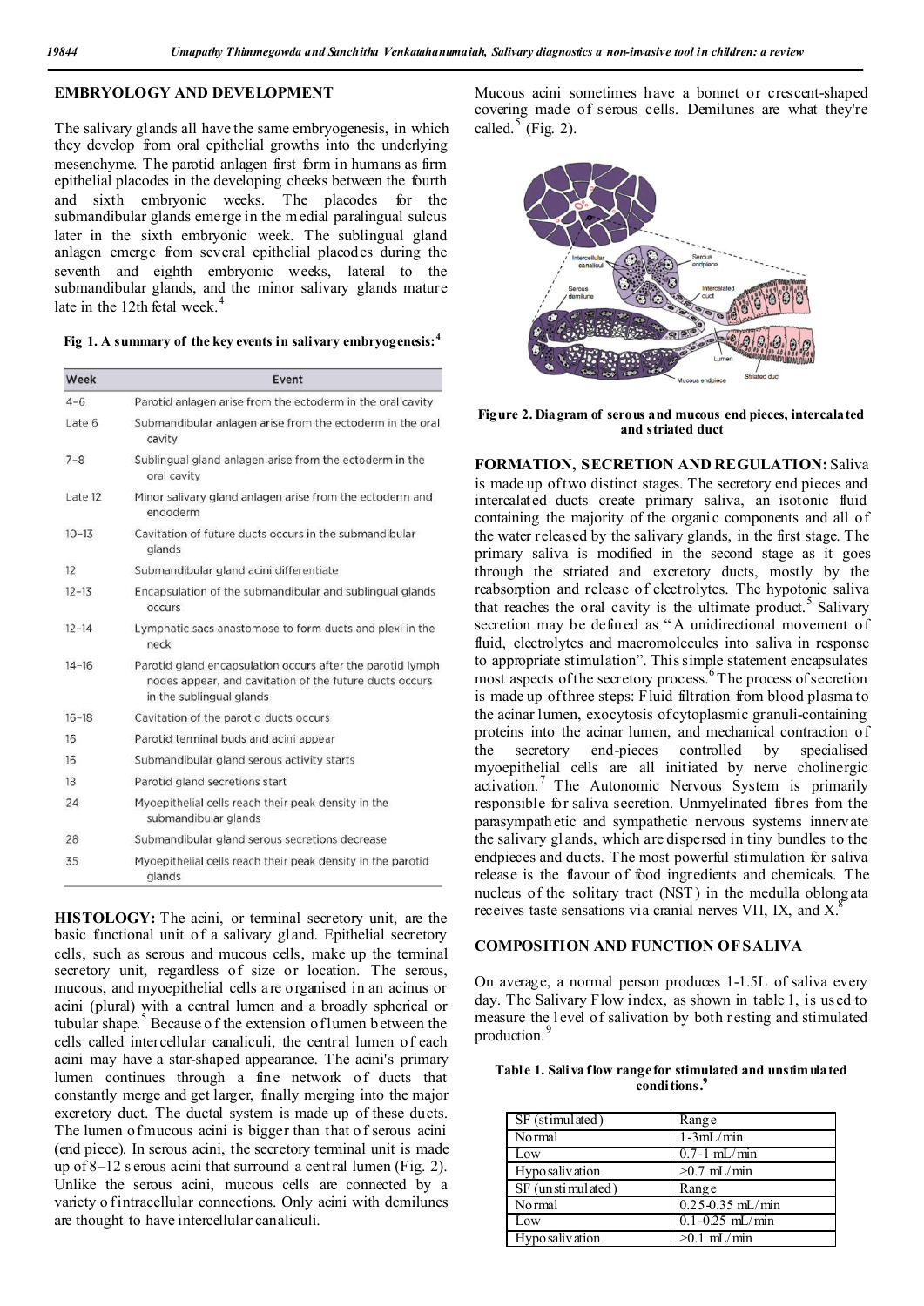## EMBRYOLOGY AND DEVELOPMENT

The salivary glands all have the same embryogenesis, in which they develop from oral epithelial growths into the underlying mesenchyme. The parotid anlagen first form in humans as firm epithelial placodes in the developing cheeks between the fourth and sixth embryonic weeks. The placodes for the submandibular glands emerge in the medial paralingual sulcus later in the sixth embryonic week. The sublingual gland anlagen emerge from several epithelial placodes during the seventh and eighth embryonic weeks, lateral to the submandibular glands, and the minor salivary glands mature late in the 12th fetal week.[4]

**Fig 1. A summary of the key events in salivary embryogenesis:[4]**

| Week | Event |
|---|---|
| 4–6 | Parotid anlagen arise from the ectoderm in the oral cavity |
| Late 6 | Submandibular anlagen arise from the ectoderm in the oral cavity |
| 7–8 | Sublingual gland anlagen arise from the ectoderm in the oral cavity |
| Late 12 | Minor salivary gland anlagen arise from the ectoderm and endoderm |
| 10–13 | Cavitation of future ducts occurs in the submandibular glands |
| 12 | Submandibular gland acini differentiate |
| 12–13 | Encapsulation of the submandibular and sublingual glands occurs |
| 12–14 | Lymphatic sacs anastomose to form ducts and plexi in the neck |
| 14–16 | Parotid gland encapsulation occurs after the parotid lymph nodes appear, and cavitation of the future ducts occurs in the sublingual glands |
| 16–18 | Cavitation of the parotid ducts occurs |
| 16 | Parotid terminal buds and acini appear |
| 16 | Submandibular gland serous activity starts |
| 18 | Parotid gland secretions start |
| 24 | Myoepithelial cells reach their peak density in the submandibular glands |
| 28 | Submandibular gland serous secretions decrease |
| 35 | Myoepithelial cells reach their peak density in the parotid glands |

**HISTOLOGY:** The acini, or terminal secretory unit, are the basic functional unit of a salivary gland. Epithelial secretory cells, such as serous and mucous cells, make up the terminal secretory unit, regardless of size or location. The serous, mucous, and myoepithelial cells are organised in an acinus or acini (plural) with a central lumen and a broadly spherical or tubular shape.[5] Because of the extension of lumen between the cells called intercellular canaliculi, the central lumen of each acini may have a star-shaped appearance. The acini's primary lumen continues through a fine network of ducts that constantly merge and get larger, finally merging into the major excretory duct. The ductal system is made up of these ducts. The lumen of mucous acini is bigger than that of serous acini (end piece). In serous acini, the secretory terminal unit is made up of 8–12 serous acini that surround a central lumen (Fig. 2). Unlike the serous acini, mucous cells are connected by a variety of intracellular connections. Only acini with demilunes are thought to have intercellular canaliculi.

Mucous acini sometimes have a bonnet or crescent-shaped covering made of serous cells. Demilunes are what they're called.[5] (Fig. 2).

**Figure 2. Diagram of serous and mucous end pieces, intercalated and striated duct**

**FORMATION, SECRETION AND REGULATION:** Saliva is made up of two distinct stages. The secretory end pieces and intercalated ducts create primary saliva, an isotonic fluid containing the majority of the organic components and all of the water released by the salivary glands, in the first stage. The primary saliva is modified in the second stage as it goes through the striated and excretory ducts, mostly by the reabsorption and release of electrolytes. The hypotonic saliva that reaches the oral cavity is the ultimate product.[5] Salivary secretion may be defined as "A unidirectional movement of fluid, electrolytes and macromolecules into saliva in response to appropriate stimulation". This simple statement encapsulates most aspects of the secretory process.[6] The process of secretion is made up of three steps: Fluid filtration from blood plasma to the acinar lumen, exocytosis of cytoplasmic granuli-containing proteins into the acinar lumen, and mechanical contraction of the secretory end-pieces controlled by specialised myoepithelial cells are all initiated by nerve cholinergic activation.[7] The Autonomic Nervous System is primarily responsible for saliva secretion. Unmyelinated fibres from the parasympathetic and sympathetic nervous systems innervate the salivary glands, which are dispersed in tiny bundles to the endpieces and ducts. The most powerful stimulation for saliva release is the flavour of food ingredients and chemicals. The nucleus of the solitary tract (NST) in the medulla oblongata receives taste sensations via cranial nerves VII, IX, and X.[8]

## COMPOSITION AND FUNCTION OF SALIVA

On average, a normal person produces 1-1.5L of saliva every day. The Salivary Flow index, as shown in table 1, is used to measure the level of salivation by both resting and stimulated production.[9]

**Table 1. Saliva flow range for stimulated and unstimulated conditions.[9]**

| SF (stimulated) | Range |
|---|---|
| Normal | 1-3mL/min |
| Low | 0.7-1 mL/min |
| Hyposalivation | >0.7 mL/min |
| SF (unstimulated) | Range |
| Normal | 0.25-0.35 mL/min |
| Low | 0.1-0.25 mL/min |
| Hyposalivation | >0.1 mL/min |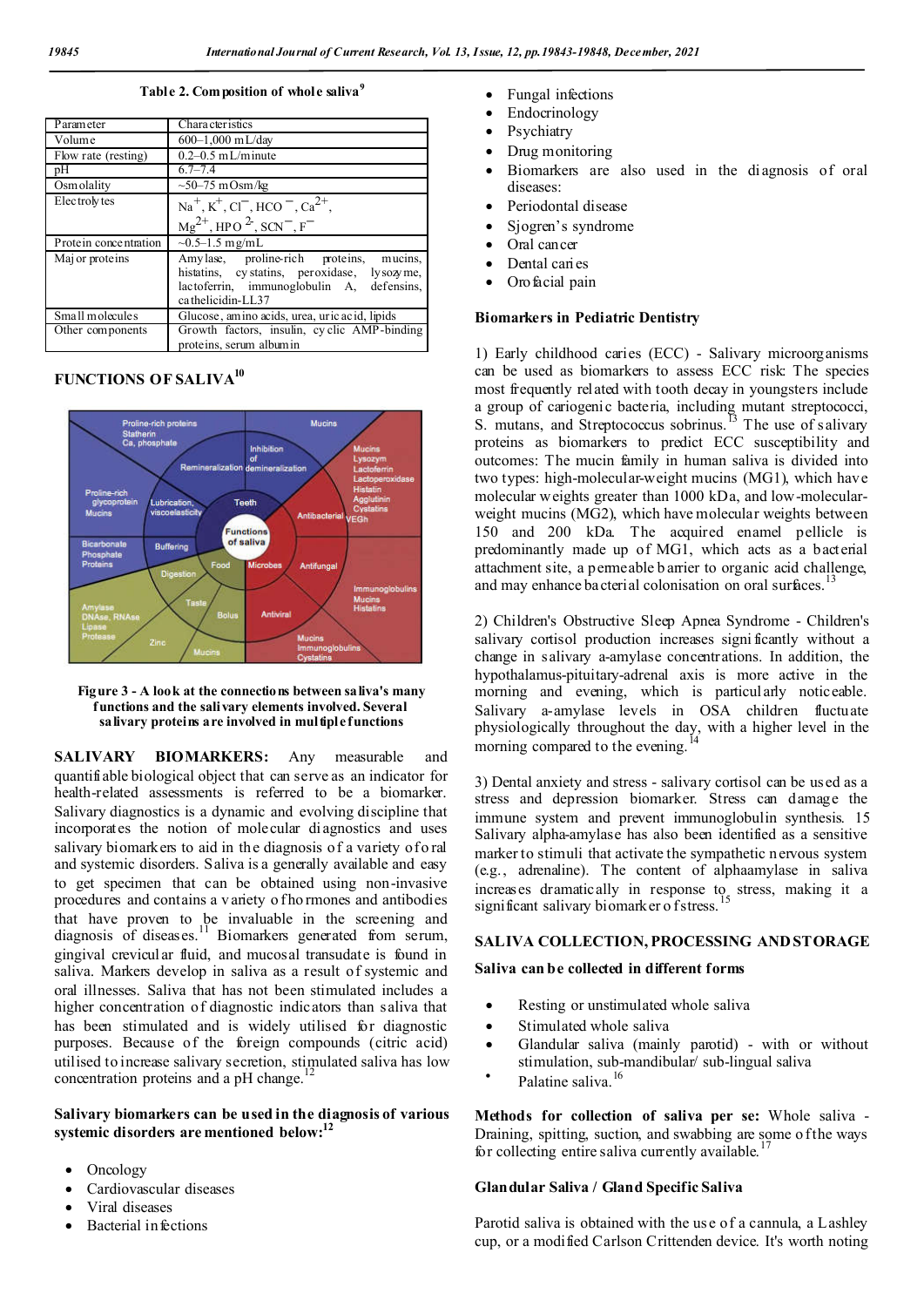Table 2. Composition of whole saliva[9]

| Parameter | Characteristics |
|---|---|
| Volume | 600–1,000 mL/day |
| Flow rate (resting) | 0.2–0.5 mL/minute |
| pH | 6.7–7.4 |
| Osmolality | ~50–75 mOsm/kg |
| Electrolytes | $Na^{+}$, $K^{+}$, $Cl^{-}$, $HCO^{-}$, $Ca^{2+}$, $Mg^{2+}$, $HPO^{2-}$, $SCN^{-}$, $F^{-}$ |
| Protein concentration | ~0.5–1.5 mg/mL |
| Major proteins | Amylase, proline-rich proteins, mucins, histatins, cystatins, peroxidase, lysozyme, lactoferrin, immunoglobulin A, defensins, cathelicidin-LL37 |
| Small molecules | Glucose, amino acids, urea, uric acid, lipids |
| Other components | Growth factors, insulin, cyclic AMP-binding proteins, serum albumin |

## FUNCTIONS OF SALIVA[10]

Figure 3 - A look at the connections between saliva's many functions and the salivary elements involved. Several salivary proteins are involved in multiple functions

**SALIVARY BIOMARKERS:** Any measurable and quantifiable biological object that can serve as an indicator for health-related assessments is referred to be a biomarker. Salivary diagnostics is a dynamic and evolving discipline that incorporates the notion of molecular diagnostics and uses salivary biomarkers to aid in the diagnosis of a variety of oral and systemic disorders. Saliva is a generally available and easy to get specimen that can be obtained using non-invasive procedures and contains a variety of hormones and antibodies that have proven to be invaluable in the screening and diagnosis of diseases.[11] Biomarkers generated from serum, gingival crevicular fluid, and mucosal transudate is found in saliva. Markers develop in saliva as a result of systemic and oral illnesses. Saliva that has not been stimulated includes a higher concentration of diagnostic indicators than saliva that has been stimulated and is widely utilised for diagnostic purposes. Because of the foreign compounds (citric acid) utilised to increase salivary secretion, stimulated saliva has low concentration proteins and a pH change.[12]

**Salivary biomarkers can be used in the diagnosis of various systemic disorders are mentioned below:**[12]

- Oncology
- Cardiovascular diseases
- Viral diseases
- Bacterial infections
- Fungal infections
- Endocrinology
- Psychiatry
- Drug monitoring
- Biomarkers are also used in the diagnosis of oral diseases:
- Periodontal disease
- Sjogren's syndrome
- Oral cancer
- Dental caries
- Orofacial pain

### Biomarkers in Pediatric Dentistry

1) Early childhood caries (ECC) - Salivary microorganisms can be used as biomarkers to assess ECC risk. The species most frequently related with tooth decay in youngsters include a group of cariogenic bacteria, including mutant streptococci, S. mutans, and Streptococcus sobrinus.[13] The use of salivary proteins as biomarkers to predict ECC susceptibility and outcomes: The mucin family in human saliva is divided into two types: high-molecular-weight mucins (MG1), which have molecular weights greater than 1000 kDa, and low-molecular-weight mucins (MG2), which have molecular weights between 150 and 200 kDa. The acquired enamel pellicle is predominantly made up of MG1, which acts as a bacterial attachment site, a permeable barrier to organic acid challenge, and may enhance bacterial colonisation on oral surfaces.[13]

2) Children's Obstructive Sleep Apnea Syndrome - Children's salivary cortisol production increases significantly without a change in salivary a-amylase concentrations. In addition, the hypothalamus-pituitary-adrenal axis is more active in the morning and evening, which is particularly noticeable. Salivary a-amylase levels in OSA children fluctuate physiologically throughout the day, with a higher level in the morning compared to the evening.[14]

3) Dental anxiety and stress - salivary cortisol can be used as a stress and depression biomarker. Stress can damage the immune system and prevent immunoglobulin synthesis. 15 Salivary alpha-amylase has also been identified as a sensitive marker to stimuli that activate the sympathetic nervous system (e.g., adrenaline). The content of alphaamylase in saliva increases dramatically in response to stress, making it a significant salivary biomarker of stress.[15]

## SALIVA COLLECTION, PROCESSING AND STORAGE

### Saliva can be collected in different forms

- Resting or unstimulated whole saliva
- Stimulated whole saliva
- Glandular saliva (mainly parotid) - with or without stimulation, sub-mandibular/ sub-lingual saliva
- Palatine saliva.[16]

**Methods for collection of saliva per se:** Whole saliva - Draining, spitting, suction, and swabbing are some of the ways for collecting entire saliva currently available.[17]

### Glandular Saliva / Gland Specific Saliva

Parotid saliva is obtained with the use of a cannula, a Lashley cup, or a modified Carlson Crittenden device. It's worth noting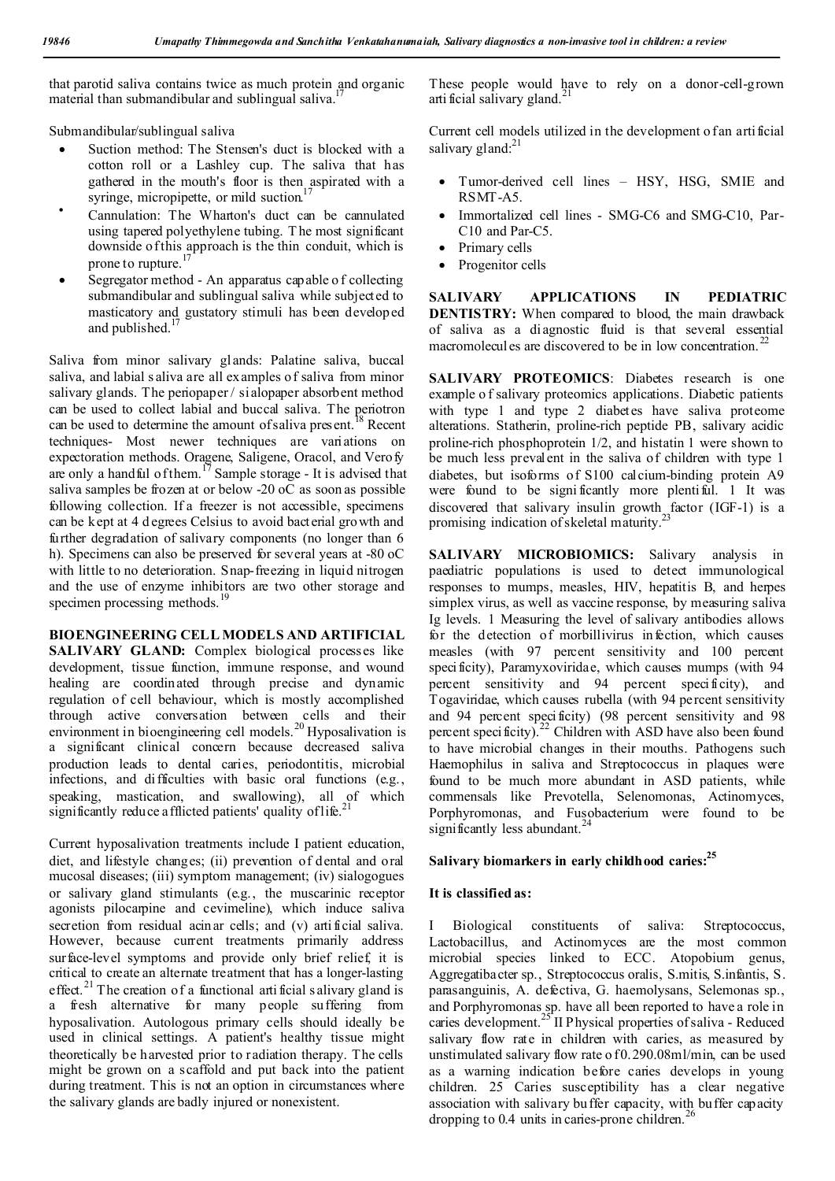that parotid saliva contains twice as much protein and organic material than submandibular and sublingual saliva.[17]

Submandibular/sublingual saliva

- Suction method: The Stensen's duct is blocked with a cotton roll or a Lashley cup. The saliva that has gathered in the mouth's floor is then aspirated with a syringe, micropipette, or mild suction.[17]
- Cannulation: The Wharton's duct can be cannulated using tapered polyethylene tubing. The most significant downside of this approach is the thin conduit, which is prone to rupture.[17]
- Segregator method - An apparatus capable of collecting submandibular and sublingual saliva while subjected to masticatory and gustatory stimuli has been developed and published.[17]

Saliva from minor salivary glands: Palatine saliva, buccal saliva, and labial saliva are all examples of saliva from minor salivary glands. The periopaper / sialopaper absorbent method can be used to collect labial and buccal saliva. The periotron can be used to determine the amount of saliva present.[18] Recent techniques- Most newer techniques are variations on expectoration methods. Oragene, Saligene, Oracol, and Verofy are only a handful of them.[17] Sample storage - It is advised that saliva samples be frozen at or below -20 oC as soon as possible following collection. If a freezer is not accessible, specimens can be kept at 4 degrees Celsius to avoid bacterial growth and further degradation of salivary components (no longer than 6 h). Specimens can also be preserved for several years at -80 oC with little to no deterioration. Snap-freezing in liquid nitrogen and the use of enzyme inhibitors are two other storage and specimen processing methods.[19]

**BIOENGINEERING CELL MODELS AND ARTIFICIAL SALIVARY GLAND:** Complex biological processes like development, tissue function, immune response, and wound healing are coordinated through precise and dynamic regulation of cell behaviour, which is mostly accomplished through active conversation between cells and their environment in bioengineering cell models.[20] Hyposalivation is a significant clinical concern because decreased saliva production leads to dental caries, periodontitis, microbial infections, and difficulties with basic oral functions (e.g., speaking, mastication, and swallowing), all of which significantly reduce afflicted patients' quality of life.[21]

Current hyposalivation treatments include I patient education, diet, and lifestyle changes; (ii) prevention of dental and oral mucosal diseases; (iii) symptom management; (iv) sialogogues or salivary gland stimulants (e.g., the muscarinic receptor agonists pilocarpine and cevimeline), which induce saliva secretion from residual acinar cells; and (v) artificial saliva. However, because current treatments primarily address surface-level symptoms and provide only brief relief, it is critical to create an alternate treatment that has a longer-lasting effect.[21] The creation of a functional artificial salivary gland is a fresh alternative for many people suffering from hyposalivation. Autologous primary cells should ideally be used in clinical settings. A patient's healthy tissue might theoretically be harvested prior to radiation therapy. The cells might be grown on a scaffold and put back into the patient during treatment. This is not an option in circumstances where the salivary glands are badly injured or nonexistent. These people would have to rely on a donor-cell-grown artificial salivary gland.[21]

Current cell models utilized in the development of an artificial salivary gland:[21]

- Tumor-derived cell lines – HSY, HSG, SMIE and RSMT-A5.
- Immortalized cell lines - SMG-C6 and SMG-C10, Par-C10 and Par-C5.
- Primary cells
- Progenitor cells

**SALIVARY APPLICATIONS IN PEDIATRIC DENTISTRY:** When compared to blood, the main drawback of saliva as a diagnostic fluid is that several essential macromolecules are discovered to be in low concentration.[22]

**SALIVARY PROTEOMICS**: Diabetes research is one example of salivary proteomics applications. Diabetic patients with type 1 and type 2 diabetes have saliva proteome alterations. Statherin, proline-rich peptide PB, salivary acidic proline-rich phosphoprotein 1/2, and histatin 1 were shown to be much less prevalent in the saliva of children with type 1 diabetes, but isoforms of S100 calcium-binding protein A9 were found to be significantly more plentiful. 1 It was discovered that salivary insulin growth factor (IGF-1) is a promising indication of skeletal maturity.[23]

**SALIVARY MICROBIOMICS:** Salivary analysis in paediatric populations is used to detect immunological responses to mumps, measles, HIV, hepatitis B, and herpes simplex virus, as well as vaccine response, by measuring saliva Ig levels. 1 Measuring the level of salivary antibodies allows for the detection of morbillivirus infection, which causes measles (with 97 percent sensitivity and 100 percent specificity), Paramyxoviridae, which causes mumps (with 94 percent sensitivity and 94 percent specificity), and Togaviridae, which causes rubella (with 94 percent sensitivity and 94 percent specificity) (98 percent sensitivity and 98 percent specificity).[22] Children with ASD have also been found to have microbial changes in their mouths. Pathogens such Haemophilus in saliva and Streptococcus in plaques were found to be much more abundant in ASD patients, while commensals like Prevotella, Selenomonas, Actinomyces, Porphyromonas, and Fusobacterium were found to be significantly less abundant.[24]

## Salivary biomarkers in early childhood caries:[25]

**It is classified as:**

I Biological constituents of saliva: Streptococcus, Lactobacillus, and Actinomyces are the most common microbial species linked to ECC. Atopobium genus, Aggregatibacter sp., Streptococcus oralis, S.mitis, S.infantis, S. parasanguinis, A. defectiva, G. haemolysans, Selemonas sp., and Porphyromonas sp. have all been reported to have a role in caries development.[25] II Physical properties of saliva - Reduced salivary flow rate in children with caries, as measured by unstimulated salivary flow rate of 0.290.08ml/min, can be used as a warning indication before caries develops in young children. 25 Caries susceptibility has a clear negative association with salivary buffer capacity, with buffer capacity dropping to 0.4 units in caries-prone children.[26]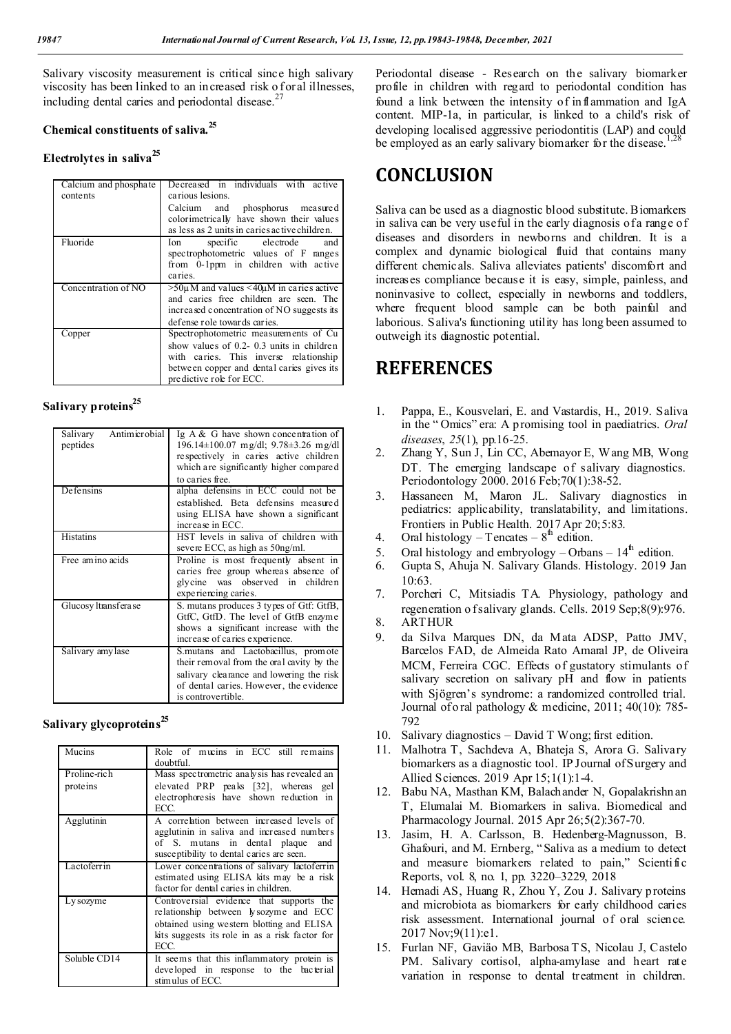Salivary viscosity measurement is critical since high salivary viscosity has been linked to an increased risk of oral illnesses, including dental caries and periodontal disease.[27]

### Chemical constituents of saliva.[25]

### Electrolytes in saliva[25]

| | |
|---|---|
| Calcium and phosphate contents | Decreased in individuals with active carious lesions. Calcium and phosphorus measured colorimetrically have shown their values as less as 2 units in caries active children. |
| Fluoride | Ion specific electrode and spectrophotometric values of F ranges from 0-1ppm in children with active caries. |
| Concentration of NO | >50μM and values <40μM in caries active and caries free children are seen. The increased concentration of NO suggests its defense role towards caries. |
| Copper | Spectrophotometric measurements of Cu show values of 0.2- 0.3 units in children with caries. This inverse relationship between copper and dental caries gives its predictive role for ECC. |

### Salivary proteins[25]

| | |
|---|---|
| Salivary Antimicrobial peptides | Ig A & G have shown concentration of 196.14±100.07 mg/dl; 9.78±3.26 mg/dl respectively in caries active children which are significantly higher compared to caries free. |
| Defensins | alpha defensins in ECC could not be established. Beta defensins measured using ELISA have shown a significant increase in ECC. |
| Histatins | HST levels in saliva of children with severe ECC, as high as 50ng/ml. |
| Free amino acids | Proline is most frequently absent in caries free group whereas absence of glycine was observed in children experiencing caries. |
| Glucosyltransferase | S. mutans produces 3 types of Gtf: GtfB, GtfC, GtfD. The level of GtfB enzyme shows a significant increase with the increase of caries experience. |
| Salivary amylase | S.mutans and Lactobacillus, promote their removal from the oral cavity by the salivary clearance and lowering the risk of dental caries. However, the evidence is controvertible. |

### Salivary glycoproteins[25]

| | |
|---|---|
| Mucins | Role of mucins in ECC still remains doubtful. |
| Proline-rich proteins | Mass spectrometric analysis has revealed an elevated PRP peaks [32], whereas gel electrophoresis have shown reduction in ECC. |
| Agglutinin | A correlation between increased levels of agglutinin in saliva and increased numbers of S. mutans in dental plaque and susceptibility to dental caries are seen. |
| Lactoferrin | Lower concentrations of salivary lactoferrin estimated using ELISA kits may be a risk factor for dental caries in children. |
| Lysozyme | Controversial evidence that supports the relationship between lysozyme and ECC obtained using western blotting and ELISA kits suggests its role in as a risk factor for ECC. |
| Soluble CD14 | It seems that this inflammatory protein is developed in response to the bacterial stimulus of ECC. |

Periodontal disease - Research on the salivary biomarker profile in children with regard to periodontal condition has found a link between the intensity of inflammation and IgA content. MIP-1a, in particular, is linked to a child's risk of developing localised aggressive periodontitis (LAP) and could be employed as an early salivary biomarker for the disease.[1,28]

# CONCLUSION

Saliva can be used as a diagnostic blood substitute. Biomarkers in saliva can be very useful in the early diagnosis of a range of diseases and disorders in newborns and children. It is a complex and dynamic biological fluid that contains many different chemicals. Saliva alleviates patients' discomfort and increases compliance because it is easy, simple, painless, and noninvasive to collect, especially in newborns and toddlers, where frequent blood sample can be both painful and laborious. Saliva's functioning utility has long been assumed to outweigh its diagnostic potential.

# REFERENCES

1. Pappa, E., Kousvelari, E. and Vastardis, H., 2019. Saliva in the "Omics" era: A promising tool in paediatrics. *Oral diseases*, *25*(1), pp.16-25.
2. Zhang Y, Sun J, Lin CC, Abemayor E, Wang MB, Wong DT. The emerging landscape of salivary diagnostics. Periodontology 2000. 2016 Feb;70(1):38-52.
3. Hassaneen M, Maron JL. Salivary diagnostics in pediatrics: applicability, translatability, and limitations. Frontiers in Public Health. 2017 Apr 20;5:83.
4. Oral histology – Tencates – 8th edition.
5. Oral histology and embryology – Orbans – 14th edition.
6. Gupta S, Ahuja N. Salivary Glands. Histology. 2019 Jan 10:63.
7. Porcheri C, Mitsiadis TA. Physiology, pathology and regeneration of salivary glands. Cells. 2019 Sep;8(9):976.
8. ARTHUR
9. da Silva Marques DN, da Mata ADSP, Patto JMV, Barcelos FAD, de Almeida Rato Amaral JP, de Oliveira MCM, Ferreira CGC. Effects of gustatory stimulants of salivary secretion on salivary pH and flow in patients with Sjögren's syndrome: a randomized controlled trial. Journal of oral pathology & medicine, 2011; 40(10): 785-792
10. Salivary diagnostics – David T Wong; first edition.
11. Malhotra T, Sachdeva A, Bhateja S, Arora G. Salivary biomarkers as a diagnostic tool. IP Journal of Surgery and Allied Sciences. 2019 Apr 15;1(1):1-4.
12. Babu NA, Masthan KM, Balachander N, Gopalakrishnan T, Elumalai M. Biomarkers in saliva. Biomedical and Pharmacology Journal. 2015 Apr 26;5(2):367-70.
13. Jasim, H. A. Carlsson, B. Hedenberg-Magnusson, B. Ghafouri, and M. Ernberg, "Saliva as a medium to detect and measure biomarkers related to pain," Scientific Reports, vol. 8, no. 1, pp. 3220–3229, 2018
14. Hemadi AS, Huang R, Zhou Y, Zou J. Salivary proteins and microbiota as biomarkers for early childhood caries risk assessment. International journal of oral science. 2017 Nov;9(11):e1.
15. Furlan NF, Gaviäo MB, Barbosa TS, Nicolau J, Castelo PM. Salivary cortisol, alpha-amylase and heart rate variation in response to dental treatment in children.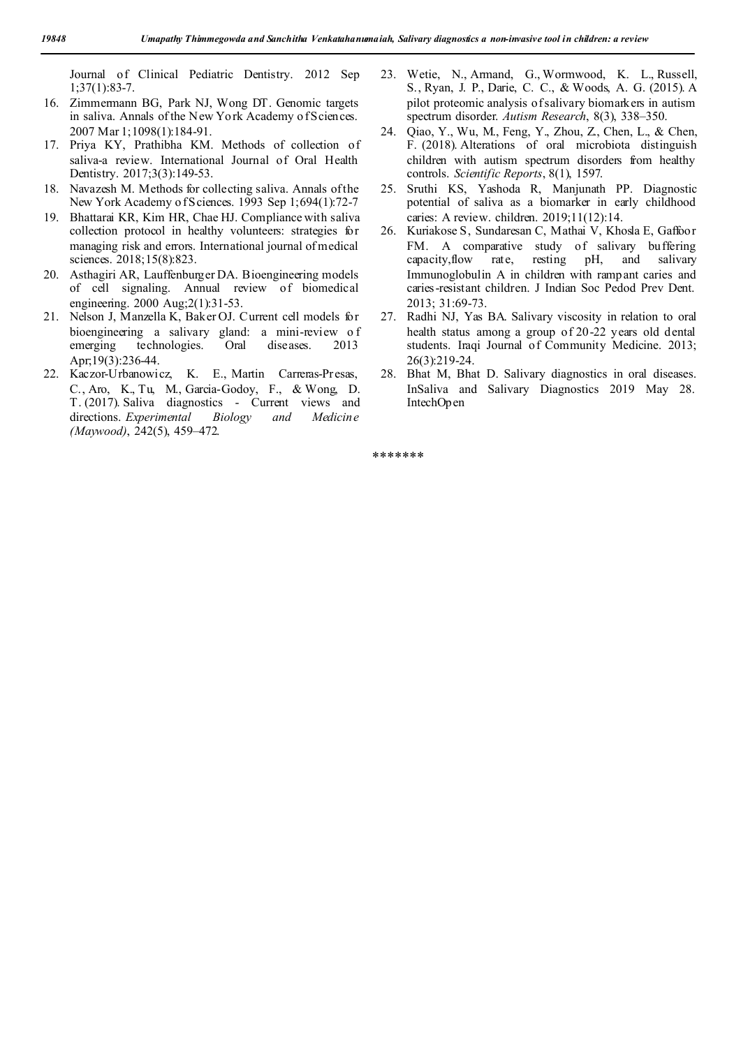Journal of Clinical Pediatric Dentistry. 2012 Sep 1;37(1):83-7.

16. Zimmermann BG, Park NJ, Wong DT. Genomic targets in saliva. Annals of the New York Academy of Sciences. 2007 Mar 1;1098(1):184-91.
17. Priya KY, Prathibha KM. Methods of collection of saliva-a review. International Journal of Oral Health Dentistry. 2017;3(3):149-53.
18. Navazesh M. Methods for collecting saliva. Annals of the New York Academy of Sciences. 1993 Sep 1;694(1):72-7
19. Bhattarai KR, Kim HR, Chae HJ. Compliance with saliva collection protocol in healthy volunteers: strategies for managing risk and errors. International journal of medical sciences. 2018;15(8):823.
20. Asthagiri AR, Lauffenburger DA. Bioengineering models of cell signaling. Annual review of biomedical engineering. 2000 Aug;2(1):31-53.
21. Nelson J, Manzella K, Baker OJ. Current cell models for bioengineering a salivary gland: a mini-review of emerging technologies. Oral diseases. 2013 Apr;19(3):236-44.
22. Kaczor-Urbanowicz, K. E., Martin Carreras-Presas, C., Aro, K., Tu, M., Garcia-Godoy, F., & Wong, D. T. (2017). Saliva diagnostics - Current views and directions. *Experimental Biology and Medicine (Maywood)*, 242(5), 459–472.
23. Wetie, N., Armand, G., Wormwood, K. L., Russell, S., Ryan, J. P., Darie, C. C., & Woods, A. G. (2015). A pilot proteomic analysis of salivary biomarkers in autism spectrum disorder. *Autism Research*, 8(3), 338–350.
24. Qiao, Y., Wu, M., Feng, Y., Zhou, Z., Chen, L., & Chen, F. (2018). Alterations of oral microbiota distinguish children with autism spectrum disorders from healthy controls. *Scientific Reports*, 8(1), 1597.
25. Sruthi KS, Yashoda R, Manjunath PP. Diagnostic potential of saliva as a biomarker in early childhood caries: A review. children. 2019;11(12):14.
26. Kuriakose S, Sundaresan C, Mathai V, Khosla E, Gaffoor FM. A comparative study of salivary buffering capacity,flow rate, resting pH, and salivary Immunoglobulin A in children with rampant caries and caries-resistant children. J Indian Soc Pedod Prev Dent. 2013; 31:69-73.
27. Radhi NJ, Yas BA. Salivary viscosity in relation to oral health status among a group of 20-22 years old dental students. Iraqi Journal of Community Medicine. 2013; 26(3):219-24.
28. Bhat M, Bhat D. Salivary diagnostics in oral diseases. InSaliva and Salivary Diagnostics 2019 May 28. IntechOpen

*******